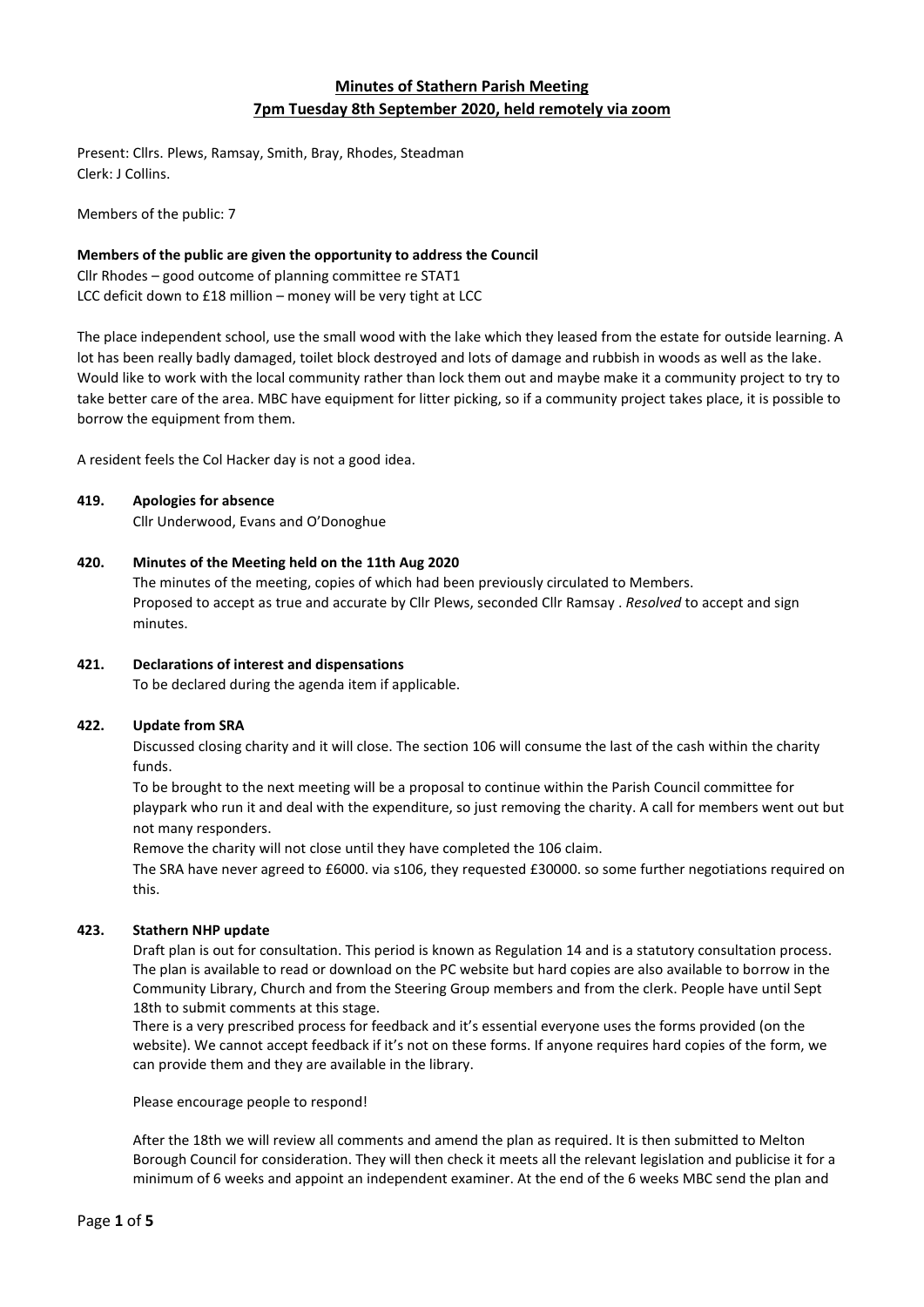# Minutes of Stathern Parish Meeting
## 7pm Tuesday 8th September 2020, held remotely via zoom

Present: Cllrs. Plews, Ramsay, Smith, Bray, Rhodes, Steadman
Clerk: J Collins.

Members of the public: 7

**Members of the public are given the opportunity to address the Council**

Cllr Rhodes – good outcome of planning committee re STAT1
LCC deficit down to £18 million – money will be very tight at LCC

The place independent school, use the small wood with the lake which they leased from the estate for outside learning. A lot has been really badly damaged, toilet block destroyed and lots of damage and rubbish in woods as well as the lake. Would like to work with the local community rather than lock them out and maybe make it a community project to try to take better care of the area. MBC have equipment for litter picking, so if a community project takes place, it is possible to borrow the equipment from them.

A resident feels the Col Hacker day is not a good idea.

**419. Apologies for absence**

Cllr Underwood, Evans and O'Donoghue

**420. Minutes of the Meeting held on the 11th Aug 2020**

The minutes of the meeting, copies of which had been previously circulated to Members.
Proposed to accept as true and accurate by Cllr Plews, seconded Cllr Ramsay . *Resolved* to accept and sign minutes.

**421. Declarations of interest and dispensations**

To be declared during the agenda item if applicable.

**422. Update from SRA**

Discussed closing charity and it will close. The section 106 will consume the last of the cash within the charity funds.

To be brought to the next meeting will be a proposal to continue within the Parish Council committee for playpark who run it and deal with the expenditure, so just removing the charity. A call for members went out but not many responders.

Remove the charity will not close until they have completed the 106 claim.

The SRA have never agreed to £6000. via s106, they requested £30000. so some further negotiations required on this.

**423. Stathern NHP update**

Draft plan is out for consultation. This period is known as Regulation 14 and is a statutory consultation process. The plan is available to read or download on the PC website but hard copies are also available to borrow in the Community Library, Church and from the Steering Group members and from the clerk. People have until Sept 18th to submit comments at this stage.

There is a very prescribed process for feedback and it's essential everyone uses the forms provided (on the website). We cannot accept feedback if it's not on these forms. If anyone requires hard copies of the form, we can provide them and they are available in the library.

Please encourage people to respond!

After the 18th we will review all comments and amend the plan as required. It is then submitted to Melton Borough Council for consideration. They will then check it meets all the relevant legislation and publicise it for a minimum of 6 weeks and appoint an independent examiner. At the end of the 6 weeks MBC send the plan and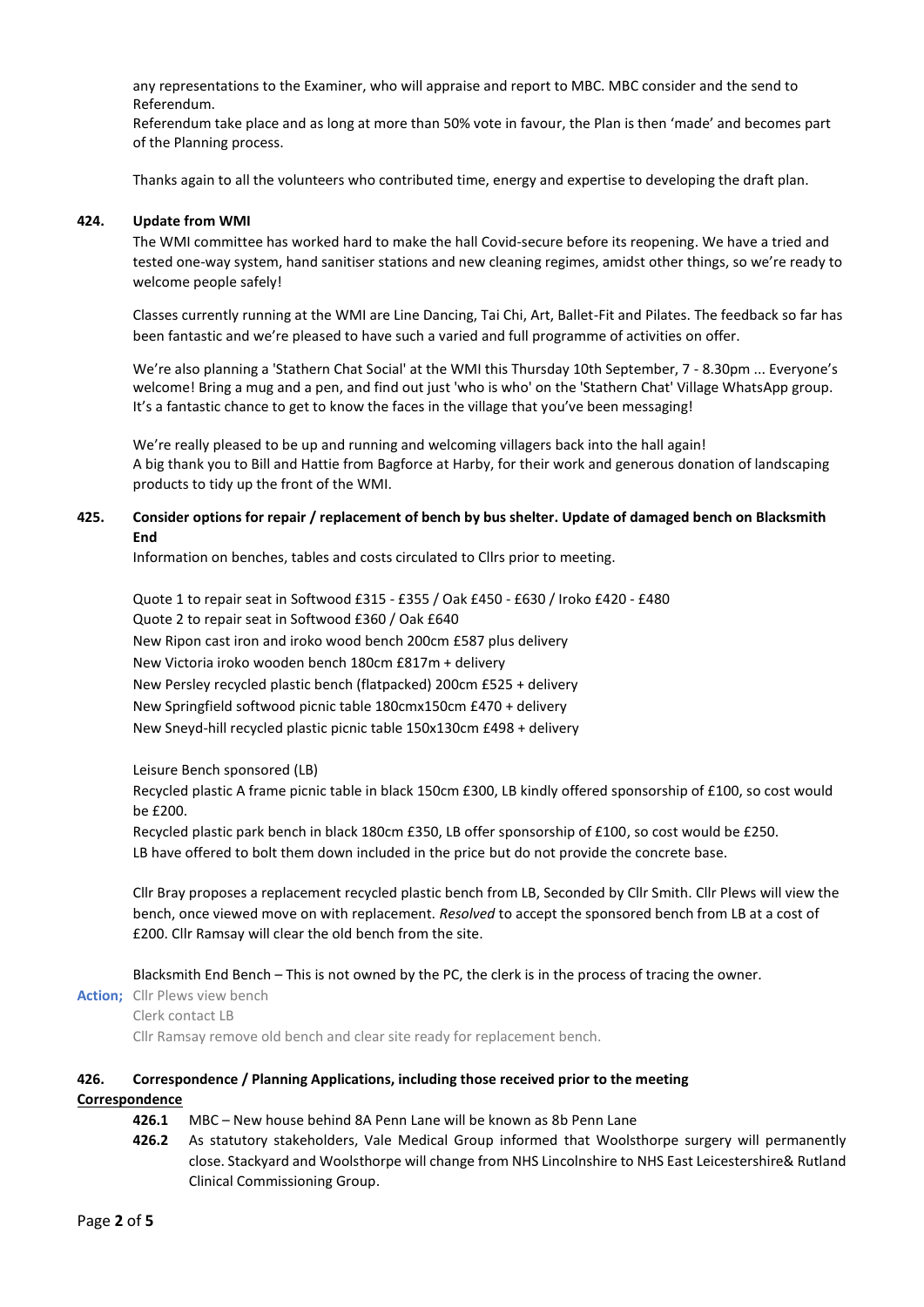any representations to the Examiner, who will appraise and report to MBC. MBC consider and the send to Referendum.
Referendum take place and as long at more than 50% vote in favour, the Plan is then 'made' and becomes part of the Planning process.

Thanks again to all the volunteers who contributed time, energy and expertise to developing the draft plan.

**424. Update from WMI**

The WMI committee has worked hard to make the hall Covid-secure before its reopening. We have a tried and tested one-way system, hand sanitiser stations and new cleaning regimes, amidst other things, so we're ready to welcome people safely!

Classes currently running at the WMI are Line Dancing, Tai Chi, Art, Ballet-Fit and Pilates. The feedback so far has been fantastic and we're pleased to have such a varied and full programme of activities on offer.

We're also planning a 'Stathern Chat Social' at the WMI this Thursday 10th September, 7 - 8.30pm ... Everyone's welcome! Bring a mug and a pen, and find out just 'who is who' on the 'Stathern Chat' Village WhatsApp group. It's a fantastic chance to get to know the faces in the village that you've been messaging!

We're really pleased to be up and running and welcoming villagers back into the hall again!
A big thank you to Bill and Hattie from Bagforce at Harby, for their work and generous donation of landscaping products to tidy up the front of the WMI.

**425. Consider options for repair / replacement of bench by bus shelter. Update of damaged bench on Blacksmith End**

Information on benches, tables and costs circulated to Cllrs prior to meeting.

Quote 1 to repair seat in Softwood £315 - £355 / Oak £450 - £630 / Iroko £420 - £480
Quote 2 to repair seat in Softwood £360 / Oak £640
New Ripon cast iron and iroko wood bench 200cm £587 plus delivery
New Victoria iroko wooden bench 180cm £817m + delivery
New Persley recycled plastic bench (flatpacked) 200cm £525 + delivery
New Springfield softwood picnic table 180cmx150cm £470 + delivery
New Sneyd-hill recycled plastic picnic table 150x130cm £498 + delivery

Leisure Bench sponsored (LB)
Recycled plastic A frame picnic table in black 150cm £300, LB kindly offered sponsorship of £100, so cost would be £200.
Recycled plastic park bench in black 180cm £350, LB offer sponsorship of £100, so cost would be £250.
LB have offered to bolt them down included in the price but do not provide the concrete base.

Cllr Bray proposes a replacement recycled plastic bench from LB, Seconded by Cllr Smith. Cllr Plews will view the bench, once viewed move on with replacement. *Resolved* to accept the sponsored bench from LB at a cost of £200. Cllr Ramsay will clear the old bench from the site.

Blacksmith End Bench – This is not owned by the PC, the clerk is in the process of tracing the owner.

**Action;** Cllr Plews view bench
Clerk contact LB
Cllr Ramsay remove old bench and clear site ready for replacement bench.

**426. Correspondence / Planning Applications, including those received prior to the meeting**

**Correspondence**

**426.1** MBC – New house behind 8A Penn Lane will be known as 8b Penn Lane

**426.2** As statutory stakeholders, Vale Medical Group informed that Woolsthorpe surgery will permanently close. Stackyard and Woolsthorpe will change from NHS Lincolnshire to NHS East Leicestershire& Rutland Clinical Commissioning Group.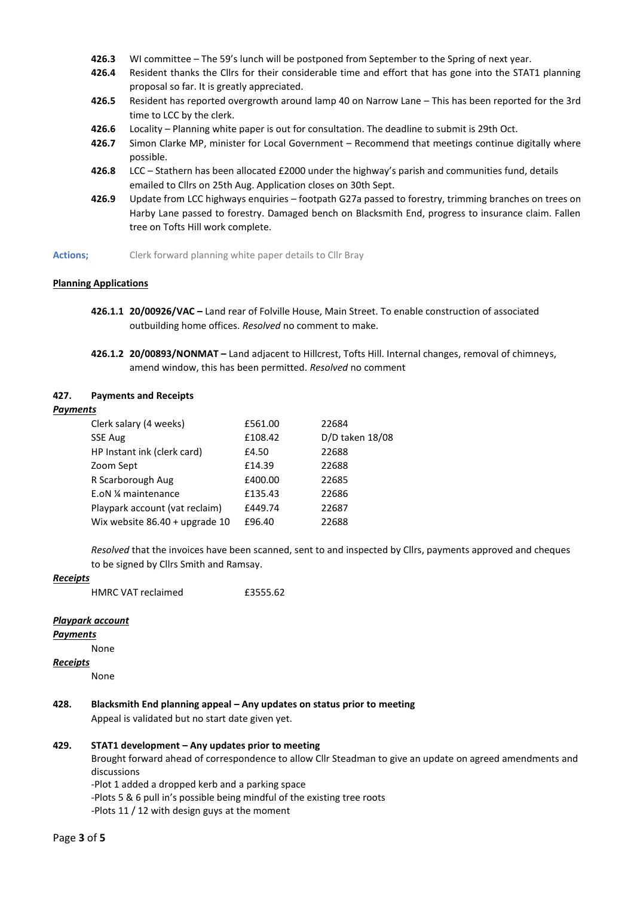**426.3** WI committee – The 59's lunch will be postponed from September to the Spring of next year.

**426.4** Resident thanks the Cllrs for their considerable time and effort that has gone into the STAT1 planning proposal so far. It is greatly appreciated.

**426.5** Resident has reported overgrowth around lamp 40 on Narrow Lane – This has been reported for the 3rd time to LCC by the clerk.

**426.6** Locality – Planning white paper is out for consultation. The deadline to submit is 29th Oct.

**426.7** Simon Clarke MP, minister for Local Government – Recommend that meetings continue digitally where possible.

**426.8** LCC – Stathern has been allocated £2000 under the highway's parish and communities fund, details emailed to Cllrs on 25th Aug. Application closes on 30th Sept.

**426.9** Update from LCC highways enquiries – footpath G27a passed to forestry, trimming branches on trees on Harby Lane passed to forestry. Damaged bench on Blacksmith End, progress to insurance claim. Fallen tree on Tofts Hill work complete.

**Actions;** Clerk forward planning white paper details to Cllr Bray

**Planning Applications**

**426.1.1 20/00926/VAC –** Land rear of Folville House, Main Street. To enable construction of associated outbuilding home offices. *Resolved* no comment to make.

**426.1.2 20/00893/NONMAT –** Land adjacent to Hillcrest, Tofts Hill. Internal changes, removal of chimneys, amend window, this has been permitted. *Resolved* no comment

**427. Payments and Receipts**

***Payments***

| | | |
|---|---|---|
| Clerk salary (4 weeks) | £561.00 | 22684 |
| SSE Aug | £108.42 | D/D taken 18/08 |
| HP Instant ink (clerk card) | £4.50 | 22688 |
| Zoom Sept | £14.39 | 22688 |
| R Scarborough Aug | £400.00 | 22685 |
| E.oN ¼ maintenance | £135.43 | 22686 |
| Playpark account (vat reclaim) | £449.74 | 22687 |
| Wix website 86.40 + upgrade 10 | £96.40 | 22688 |

*Resolved* that the invoices have been scanned, sent to and inspected by Cllrs, payments approved and cheques to be signed by Cllrs Smith and Ramsay.

***Receipts***

HMRC VAT reclaimed £3555.62

***Playpark account***

***Payments***

None

***Receipts***

None

**428. Blacksmith End planning appeal – Any updates on status prior to meeting**

Appeal is validated but no start date given yet.

**429. STAT1 development – Any updates prior to meeting**

Brought forward ahead of correspondence to allow Cllr Steadman to give an update on agreed amendments and discussions

-Plot 1 added a dropped kerb and a parking space

-Plots 5 & 6 pull in's possible being mindful of the existing tree roots

-Plots 11 / 12 with design guys at the moment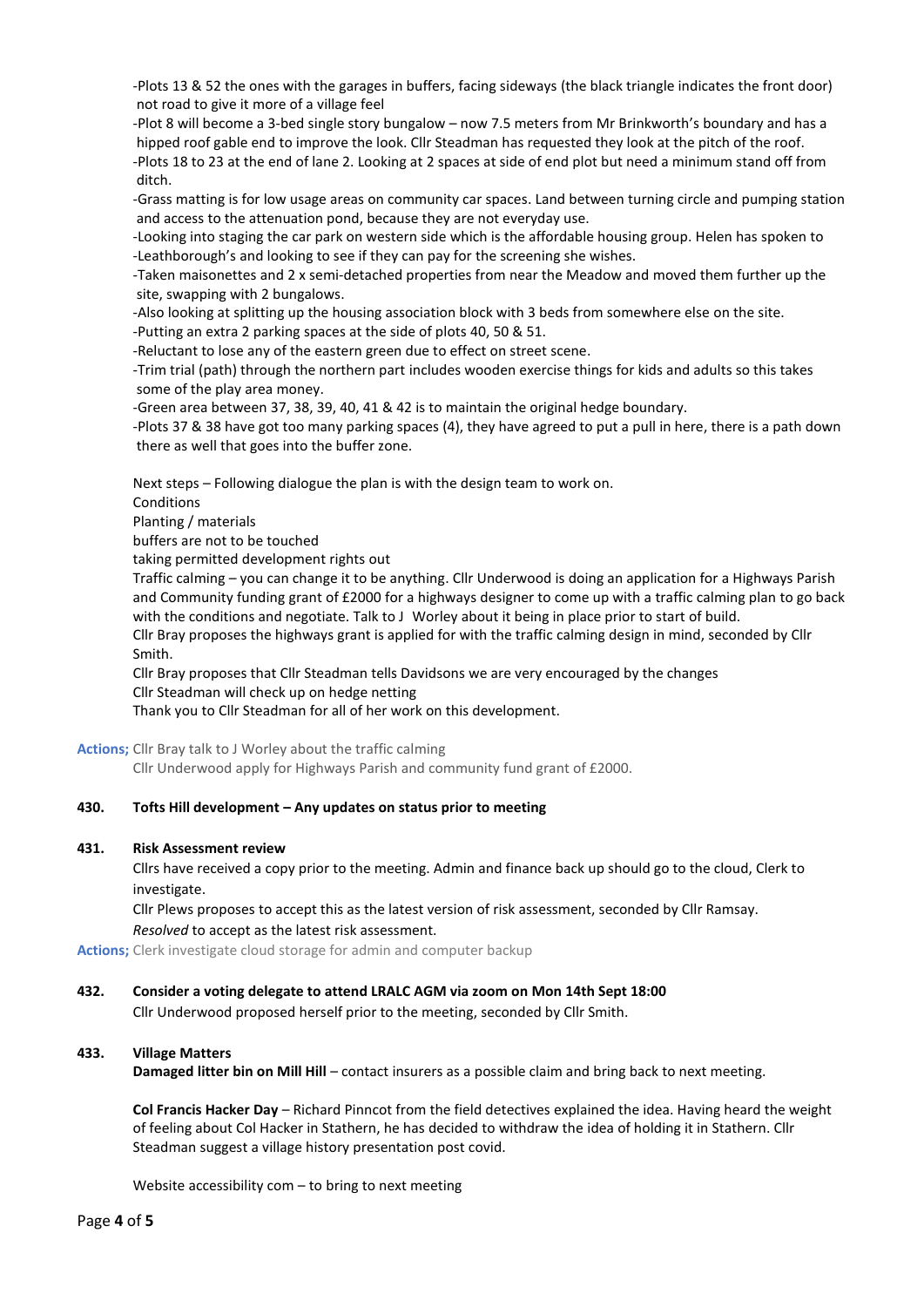-Plots 13 & 52 the ones with the garages in buffers, facing sideways (the black triangle indicates the front door) not road to give it more of a village feel

-Plot 8 will become a 3-bed single story bungalow – now 7.5 meters from Mr Brinkworth's boundary and has a hipped roof gable end to improve the look. Cllr Steadman has requested they look at the pitch of the roof.

-Plots 18 to 23 at the end of lane 2. Looking at 2 spaces at side of end plot but need a minimum stand off from ditch.

-Grass matting is for low usage areas on community car spaces. Land between turning circle and pumping station and access to the attenuation pond, because they are not everyday use.

-Looking into staging the car park on western side which is the affordable housing group. Helen has spoken to

-Leathborough's and looking to see if they can pay for the screening she wishes.

-Taken maisonettes and 2 x semi-detached properties from near the Meadow and moved them further up the site, swapping with 2 bungalows.

-Also looking at splitting up the housing association block with 3 beds from somewhere else on the site.

-Putting an extra 2 parking spaces at the side of plots 40, 50 & 51.

-Reluctant to lose any of the eastern green due to effect on street scene.

-Trim trial (path) through the northern part includes wooden exercise things for kids and adults so this takes some of the play area money.

-Green area between 37, 38, 39, 40, 41 & 42 is to maintain the original hedge boundary.

-Plots 37 & 38 have got too many parking spaces (4), they have agreed to put a pull in here, there is a path down there as well that goes into the buffer zone.

Next steps – Following dialogue the plan is with the design team to work on.

Conditions

Planting / materials

buffers are not to be touched

taking permitted development rights out

Traffic calming – you can change it to be anything. Cllr Underwood is doing an application for a Highways Parish and Community funding grant of £2000 for a highways designer to come up with a traffic calming plan to go back with the conditions and negotiate. Talk to J Worley about it being in place prior to start of build.

Cllr Bray proposes the highways grant is applied for with the traffic calming design in mind, seconded by Cllr Smith.

Cllr Bray proposes that Cllr Steadman tells Davidsons we are very encouraged by the changes

Cllr Steadman will check up on hedge netting

Thank you to Cllr Steadman for all of her work on this development.

**Actions;** Cllr Bray talk to J Worley about the traffic calming

Cllr Underwood apply for Highways Parish and community fund grant of £2000.

### 430. Tofts Hill development – Any updates on status prior to meeting

### 431. Risk Assessment review

Cllrs have received a copy prior to the meeting. Admin and finance back up should go to the cloud, Clerk to investigate.

Cllr Plews proposes to accept this as the latest version of risk assessment, seconded by Cllr Ramsay.

*Resolved* to accept as the latest risk assessment.

**Actions;** Clerk investigate cloud storage for admin and computer backup

### 432. Consider a voting delegate to attend LRALC AGM via zoom on Mon 14th Sept 18:00

Cllr Underwood proposed herself prior to the meeting, seconded by Cllr Smith.

### 433. Village Matters

**Damaged litter bin on Mill Hill** – contact insurers as a possible claim and bring back to next meeting.

**Col Francis Hacker Day** – Richard Pinncot from the field detectives explained the idea. Having heard the weight of feeling about Col Hacker in Stathern, he has decided to withdraw the idea of holding it in Stathern. Cllr Steadman suggest a village history presentation post covid.

Website accessibility com – to bring to next meeting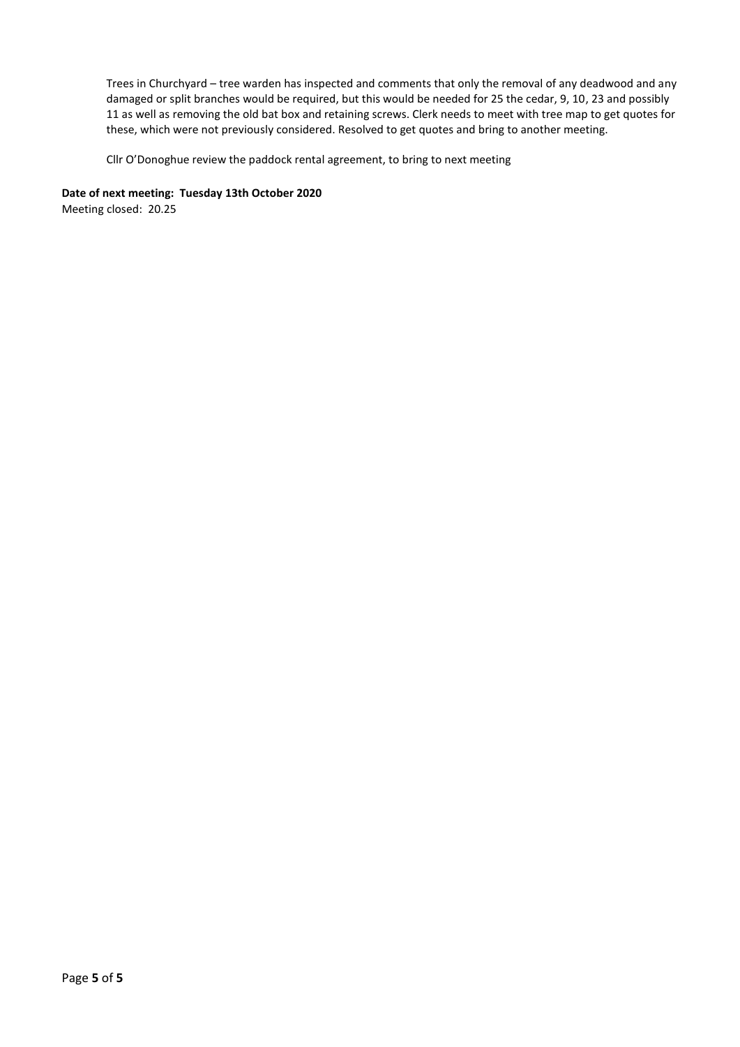Trees in Churchyard – tree warden has inspected and comments that only the removal of any deadwood and any damaged or split branches would be required, but this would be needed for 25 the cedar, 9, 10, 23 and possibly 11 as well as removing the old bat box and retaining screws. Clerk needs to meet with tree map to get quotes for these, which were not previously considered. Resolved to get quotes and bring to another meeting.

Cllr O'Donoghue review the paddock rental agreement, to bring to next meeting

**Date of next meeting: Tuesday 13th October 2020**

Meeting closed: 20.25